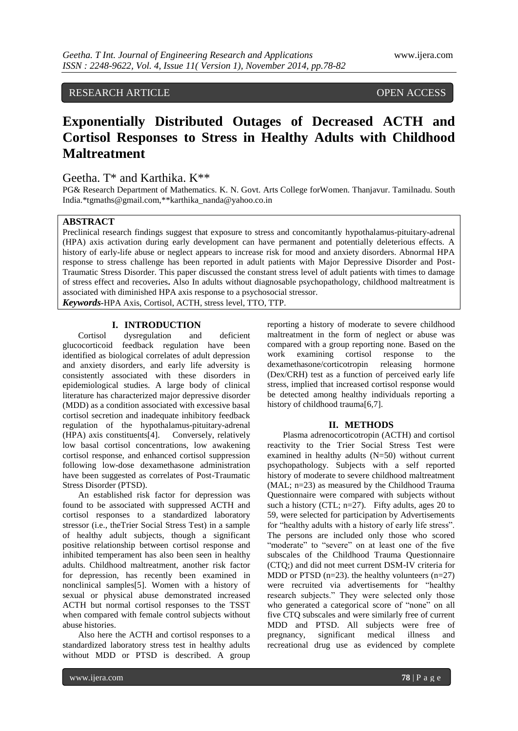RESEARCH ARTICLE OPEN ACCESS

# Exponentially Distributed Outages of Decreased ACTH and Cortisol Responses to Stress in Healthy Adults with Childhood Maltreatment

Geetha. T* and Karthika. K**

PG& Research Department of Mathematics. K. N. Govt. Arts College forWomen. Thanjavur. Tamilnadu. South India.*tgmaths@gmail.com,**karthika_nanda@yahoo.co.in

## ABSTRACT

Preclinical research findings suggest that exposure to stress and concomitantly hypothalamus-pituitary-adrenal (HPA) axis activation during early development can have permanent and potentially deleterious effects. A history of early-life abuse or neglect appears to increase risk for mood and anxiety disorders. Abnormal HPA response to stress challenge has been reported in adult patients with Major Depressive Disorder and Post-Traumatic Stress Disorder. This paper discussed the constant stress level of adult patients with times to damage of stress effect and recoveries**.** Also In adults without diagnosable psychopathology, childhood maltreatment is associated with diminished HPA axis response to a psychosocial stressor.

***Keywords***-HPA Axis, Cortisol, ACTH, stress level, TTO, TTP.

## I. INTRODUCTION

Cortisol dysregulation and deficient glucocorticoid feedback regulation have been identified as biological correlates of adult depression and anxiety disorders, and early life adversity is consistently associated with these disorders in epidemiological studies. A large body of clinical literature has characterized major depressive disorder (MDD) as a condition associated with excessive basal cortisol secretion and inadequate inhibitory feedback regulation of the hypothalamus-pituitary-adrenal (HPA) axis constituents[4]. Conversely, relatively low basal cortisol concentrations, low awakening cortisol response, and enhanced cortisol suppression following low-dose dexamethasone administration have been suggested as correlates of Post-Traumatic Stress Disorder (PTSD).

An established risk factor for depression was found to be associated with suppressed ACTH and cortisol responses to a standardized laboratory stressor (i.e., theTrier Social Stress Test) in a sample of healthy adult subjects, though a significant positive relationship between cortisol response and inhibited temperament has also been seen in healthy adults. Childhood maltreatment, another risk factor for depression, has recently been examined in nonclinical samples[5]. Women with a history of sexual or physical abuse demonstrated increased ACTH but normal cortisol responses to the TSST when compared with female control subjects without abuse histories.

Also here the ACTH and cortisol responses to a standardized laboratory stress test in healthy adults without MDD or PTSD is described. A group reporting a history of moderate to severe childhood maltreatment in the form of neglect or abuse was compared with a group reporting none. Based on the work examining cortisol response to the dexamethasone/corticotropin releasing hormone (Dex/CRH) test as a function of perceived early life stress, implied that increased cortisol response would be detected among healthy individuals reporting a history of childhood trauma[6,7].

## II. METHODS

Plasma adrenocorticotropin (ACTH) and cortisol reactivity to the Trier Social Stress Test were examined in healthy adults (N=50) without current psychopathology. Subjects with a self reported history of moderate to severe childhood maltreatment (MAL; n=23) as measured by the Childhood Trauma Questionnaire were compared with subjects without such a history (CTL; n=27). Fifty adults, ages 20 to 59, were selected for participation by Advertisements for "healthy adults with a history of early life stress". The persons are included only those who scored "moderate" to "severe" on at least one of the five subscales of the Childhood Trauma Questionnaire (CTQ;) and did not meet current DSM-IV criteria for MDD or PTSD (n=23). the healthy volunteers (n=27) were recruited via advertisements for "healthy research subjects." They were selected only those who generated a categorical score of "none" on all five CTQ subscales and were similarly free of current MDD and PTSD. All subjects were free of pregnancy, significant medical illness and recreational drug use as evidenced by complete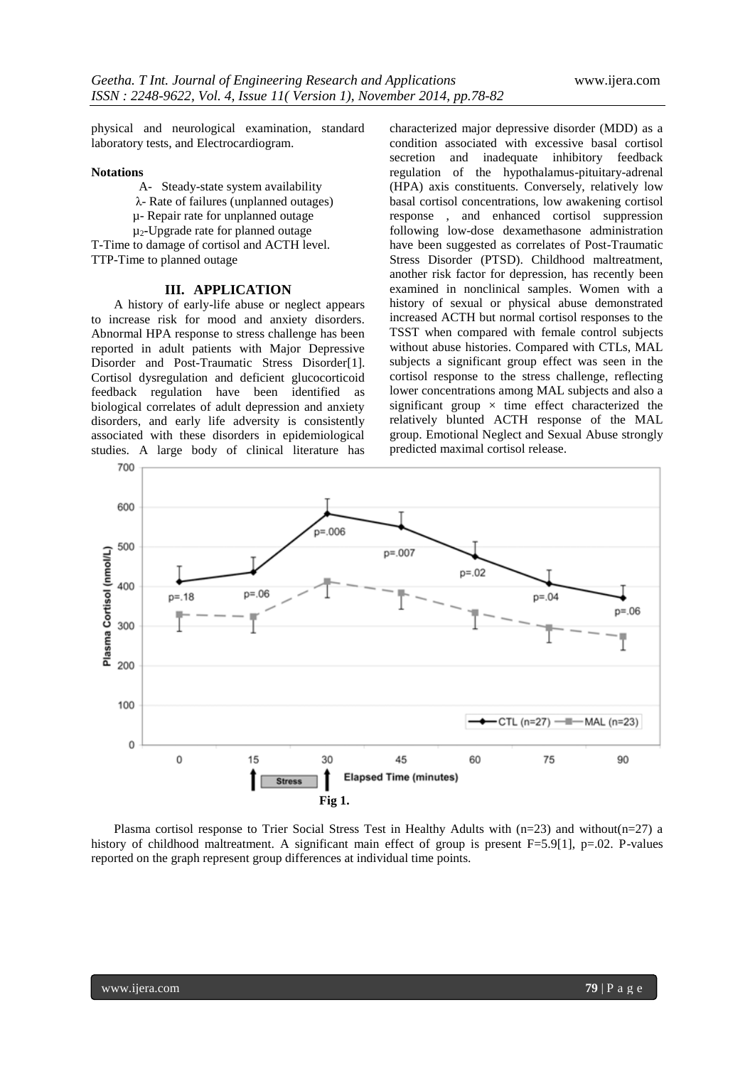physical and neurological examination, standard laboratory tests, and Electrocardiogram.

**Notations**

A- Steady-state system availability

$\lambda$- Rate of failures (unplanned outages)

$\mu$- Repair rate for unplanned outage

$\mu_2$-Upgrade rate for planned outage

T-Time to damage of cortisol and ACTH level.

TTP-Time to planned outage

## III. APPLICATION

A history of early-life abuse or neglect appears to increase risk for mood and anxiety disorders. Abnormal HPA response to stress challenge has been reported in adult patients with Major Depressive Disorder and Post-Traumatic Stress Disorder[1]. Cortisol dysregulation and deficient glucocorticoid feedback regulation have been identified as biological correlates of adult depression and anxiety disorders, and early life adversity is consistently associated with these disorders in epidemiological studies. A large body of clinical literature has characterized major depressive disorder (MDD) as a condition associated with excessive basal cortisol secretion and inadequate inhibitory feedback regulation of the hypothalamus-pituitary-adrenal (HPA) axis constituents. Conversely, relatively low basal cortisol concentrations, low awakening cortisol response , and enhanced cortisol suppression following low-dose dexamethasone administration have been suggested as correlates of Post-Traumatic Stress Disorder (PTSD). Childhood maltreatment, another risk factor for depression, has recently been examined in nonclinical samples. Women with a history of sexual or physical abuse demonstrated increased ACTH but normal cortisol responses to the TSST when compared with female control subjects without abuse histories. Compared with CTLs, MAL subjects a significant group effect was seen in the cortisol response to the stress challenge, reflecting lower concentrations among MAL subjects and also a significant group $\times$ time effect characterized the relatively blunted ACTH response of the MAL group. Emotional Neglect and Sexual Abuse strongly predicted maximal cortisol release.

**Fig 1.**

Plasma cortisol response to Trier Social Stress Test in Healthy Adults with (n=23) and without(n=27) a history of childhood maltreatment. A significant main effect of group is present F=5.9[1], p=.02. P-values reported on the graph represent group differences at individual time points.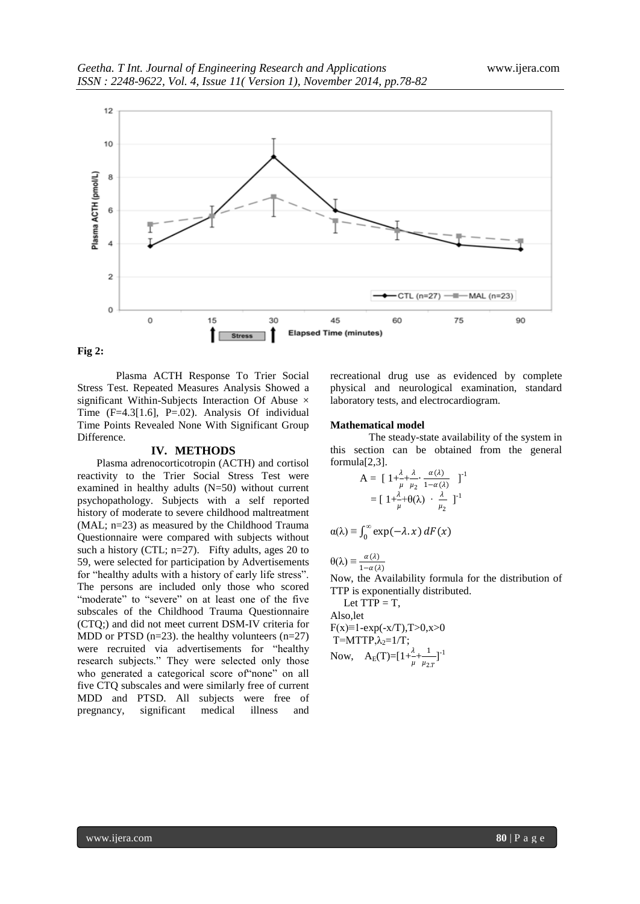**Fig 2:**

Plasma ACTH Response To Trier Social Stress Test. Repeated Measures Analysis Showed a significant Within-Subjects Interaction Of Abuse × Time (F=4.3[1.6], P=.02). Analysis Of individual Time Points Revealed None With Significant Group Difference.

## IV. METHODS

Plasma adrenocorticotropin (ACTH) and cortisol reactivity to the Trier Social Stress Test were examined in healthy adults (N=50) without current psychopathology. Subjects with a self reported history of moderate to severe childhood maltreatment (MAL; n=23) as measured by the Childhood Trauma Questionnaire were compared with subjects without such a history (CTL; n=27). Fifty adults, ages 20 to 59, were selected for participation by Advertisements for "healthy adults with a history of early life stress". The persons are included only those who scored "moderate" to "severe" on at least one of the five subscales of the Childhood Trauma Questionnaire (CTQ;) and did not meet current DSM-IV criteria for MDD or PTSD (n=23). the healthy volunteers (n=27) were recruited via advertisements for "healthy research subjects." They were selected only those who generated a categorical score of"none" on all five CTQ subscales and were similarly free of current MDD and PTSD. All subjects were free of pregnancy, significant medical illness and recreational drug use as evidenced by complete physical and neurological examination, standard laboratory tests, and electrocardiogram.

**Mathematical model**

The steady-state availability of the system in this section can be obtained from the general formula[2,3].

$$A = \left[\,1+\frac{\lambda}{\mu}+\frac{\lambda}{\mu_2}\cdot\frac{\alpha(\lambda)}{1-\alpha(\lambda)}\,\right]^{-1}$$

$$= \left[\,1+\frac{\lambda}{\mu}+\theta(\lambda)\cdot\frac{\lambda}{\mu_2}\,\right]^{-1}$$

$$\alpha(\lambda) \equiv \int_0^{\infty} \exp(-\lambda.x)\, dF(x)$$

$$\theta(\lambda) \equiv \frac{\alpha(\lambda)}{1-\alpha(\lambda)}$$

Now, the Availability formula for the distribution of TTP is exponentially distributed.

Let TTP = T,

Also,let

$F(x) \equiv 1-\exp(-x/T), T>0, x>0$

$T$=MTTP, $\lambda_2=1/T$;

Now, $A_E(T)=[1+\frac{\lambda}{\mu}+\frac{1}{\mu_{2.T}}]^{-1}$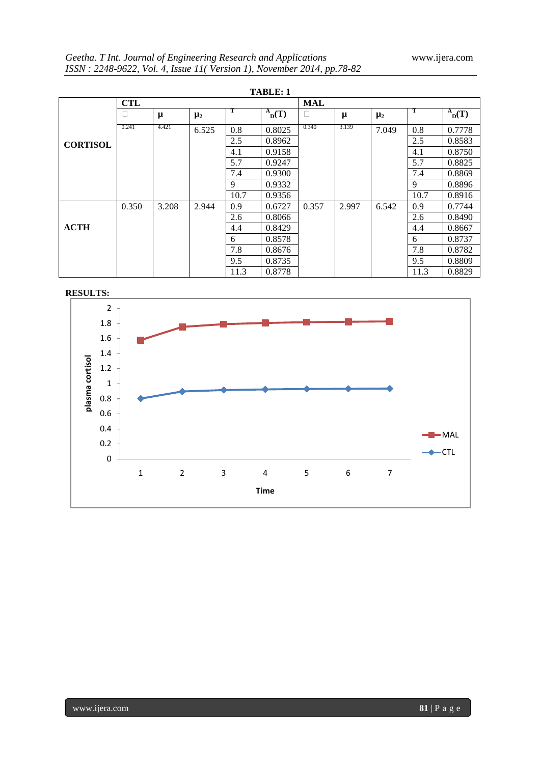**TABLE: 1**

| | CTL | | | | | MAL | | | | |
|---|---|---|---|---|---|---|---|---|---|---|
| | □ | μ | $\mu_2$ | T | $^{A}{}_{D}(T)$ | □ | μ | $\mu_2$ | T | $^{A}{}_{D}(T)$ |
| **CORTISOL** | 0.241 | 4.421 | 6.525 | 0.8 | 0.8025 | 0.340 | 3.139 | 7.049 | 0.8 | 0.7778 |
| | | | | 2.5 | 0.8962 | | | | 2.5 | 0.8583 |
| | | | | 4.1 | 0.9158 | | | | 4.1 | 0.8750 |
| | | | | 5.7 | 0.9247 | | | | 5.7 | 0.8825 |
| | | | | 7.4 | 0.9300 | | | | 7.4 | 0.8869 |
| | | | | 9 | 0.9332 | | | | 9 | 0.8896 |
| | | | | 10.7 | 0.9356 | | | | 10.7 | 0.8916 |
| **ACTH** | 0.350 | 3.208 | 2.944 | 0.9 | 0.6727 | 0.357 | 2.997 | 6.542 | 0.9 | 0.7744 |
| | | | | 2.6 | 0.8066 | | | | 2.6 | 0.8490 |
| | | | | 4.4 | 0.8429 | | | | 4.4 | 0.8667 |
| | | | | 6 | 0.8578 | | | | 6 | 0.8737 |
| | | | | 7.8 | 0.8676 | | | | 7.8 | 0.8782 |
| | | | | 9.5 | 0.8735 | | | | 9.5 | 0.8809 |
| | | | | 11.3 | 0.8778 | | | | 11.3 | 0.8829 |

**RESULTS:**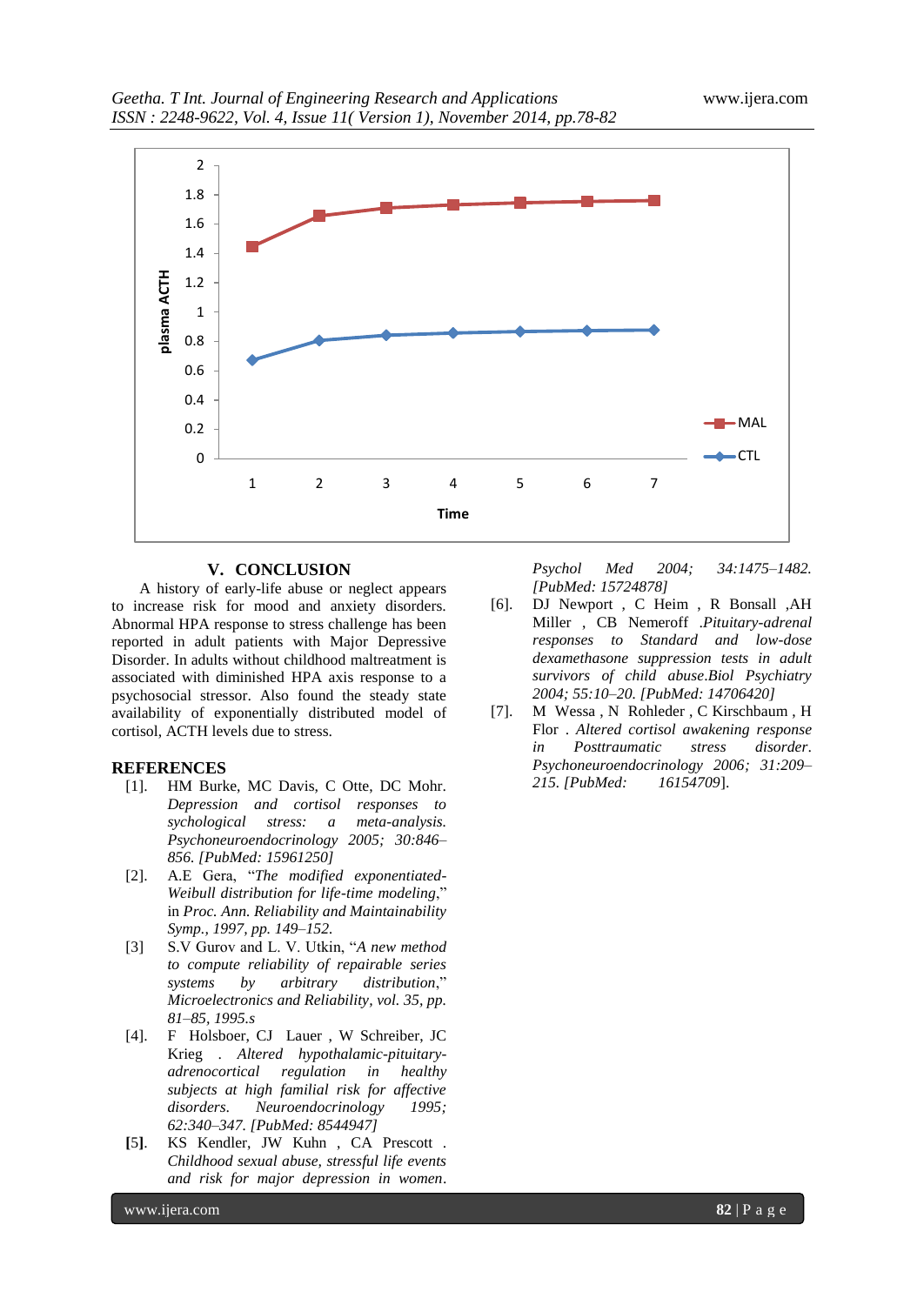2
1.8
1.6
1.4
1.2
1
0.8
0.6
0.4
0.2
0

plasma ACTH

1 2 3 4 5 6 7

Time

MAL
CTL

## V. CONCLUSION

A history of early-life abuse or neglect appears to increase risk for mood and anxiety disorders. Abnormal HPA response to stress challenge has been reported in adult patients with Major Depressive Disorder. In adults without childhood maltreatment is associated with diminished HPA axis response to a psychosocial stressor. Also found the steady state availability of exponentially distributed model of cortisol, ACTH levels due to stress.

## REFERENCES

[1]. HM Burke, MC Davis, C Otte, DC Mohr. *Depression and cortisol responses to sychological stress: a meta-analysis. Psychoneuroendocrinology 2005; 30:846–856. [PubMed: 15961250]*

[2]. A.E Gera, "*The modified exponentiated-Weibull distribution for life-time modeling*," in *Proc. Ann. Reliability and Maintainability Symp., 1997, pp. 149–152.*

[3] S.V Gurov and L. V. Utkin, "*A new method to compute reliability of repairable series systems by arbitrary distribution*," *Microelectronics and Reliability, vol. 35, pp. 81–85, 1995.s*

[4]. F Holsboer, CJ Lauer , W Schreiber, JC Krieg . *Altered hypothalamic-pituitary-adrenocortical regulation in healthy subjects at high familial risk for affective disorders. Neuroendocrinology 1995; 62:340–347. [PubMed: 8544947]*

**[5]**. KS Kendler, JW Kuhn , CA Prescott . *Childhood sexual abuse, stressful life events and risk for major depression in women. Psychol Med 2004; 34:1475–1482. [PubMed: 15724878]*

[6]. DJ Newport , C Heim , R Bonsall ,AH Miller , CB Nemeroff .*Pituitary-adrenal responses to Standard and low-dose dexamethasone suppression tests in adult survivors of child abuse.Biol Psychiatry 2004; 55:10–20. [PubMed: 14706420]*

[7]. M Wessa , N Rohleder , C Kirschbaum , H Flor . *Altered cortisol awakening response in Posttraumatic stress disorder. Psychoneuroendocrinology 2006; 31:209–215. [PubMed: 16154709*].